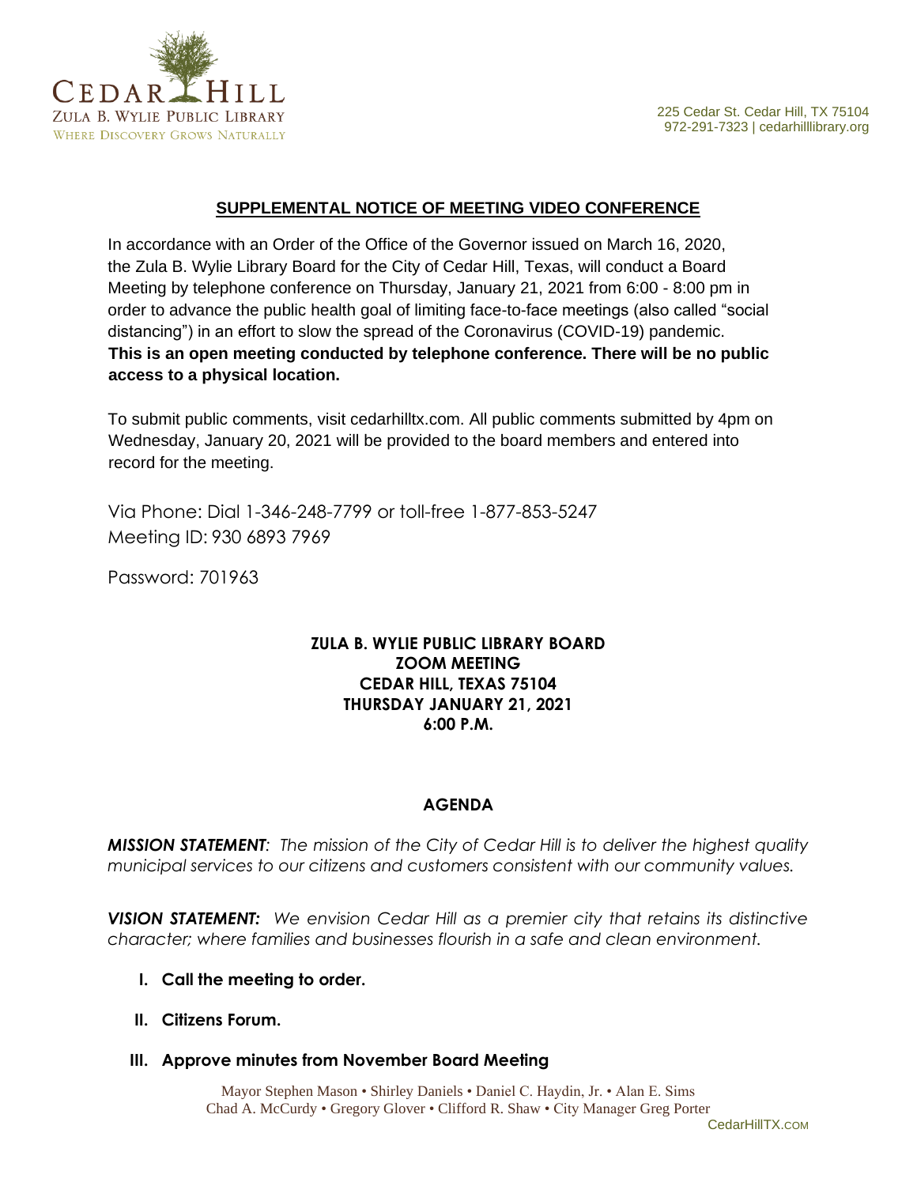CEDAR HILL
ZULA B. WYLIE PUBLIC LIBRARY
WHERE DISCOVERY GROWS NATURALLY

225 Cedar St. Cedar Hill, TX 75104
972-291-7323 | cedarhilllibrary.org

## SUPPLEMENTAL NOTICE OF MEETING VIDEO CONFERENCE

In accordance with an Order of the Office of the Governor issued on March 16, 2020, the Zula B. Wylie Library Board for the City of Cedar Hill, Texas, will conduct a Board Meeting by telephone conference on Thursday, January 21, 2021 from 6:00 - 8:00 pm in order to advance the public health goal of limiting face-to-face meetings (also called "social distancing") in an effort to slow the spread of the Coronavirus (COVID-19) pandemic. **This is an open meeting conducted by telephone conference. There will be no public access to a physical location.**

To submit public comments, visit cedarhilltx.com. All public comments submitted by 4pm on Wednesday, January 20, 2021 will be provided to the board members and entered into record for the meeting.

Via Phone: Dial 1-346-248-7799 or toll-free 1-877-853-5247
Meeting ID: 930 6893 7969

Password: 701963

**ZULA B. WYLIE PUBLIC LIBRARY BOARD**
**ZOOM MEETING**
**CEDAR HILL, TEXAS 75104**
**THURSDAY JANUARY 21, 2021**
**6:00 P.M.**

## AGENDA

***MISSION STATEMENT**: The mission of the City of Cedar Hill is to deliver the highest quality municipal services to our citizens and customers consistent with our community values.*

***VISION STATEMENT:** We envision Cedar Hill as a premier city that retains its distinctive character; where families and businesses flourish in a safe and clean environment.*

- **I. Call the meeting to order.**
- **II. Citizens Forum.**
- **III. Approve minutes from November Board Meeting**

Mayor Stephen Mason • Shirley Daniels • Daniel C. Haydin, Jr. • Alan E. Sims
Chad A. McCurdy • Gregory Glover • Clifford R. Shaw • City Manager Greg Porter
CedarHillTX.COM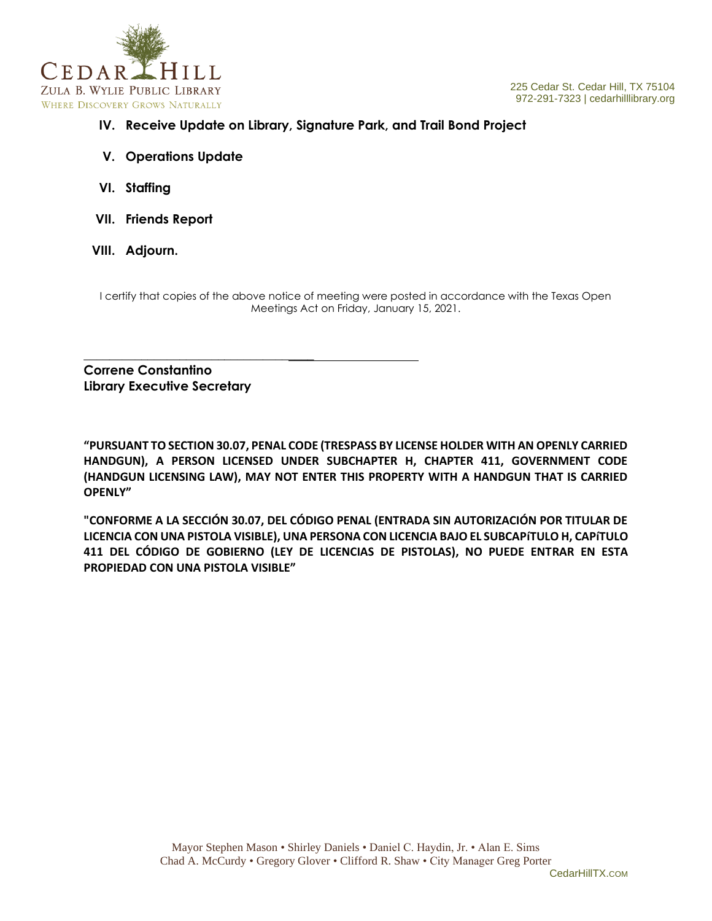IV. **Receive Update on Library, Signature Park, and Trail Bond Project**

V. **Operations Update**

VI. **Staffing**

VII. **Friends Report**

VIII. **Adjourn.**

I certify that copies of the above notice of meeting were posted in accordance with the Texas Open Meetings Act on Friday, January 15, 2021.

______________________________________________

**Correne Constantino**
**Library Executive Secretary**

**"PURSUANT TO SECTION 30.07, PENAL CODE (TRESPASS BY LICENSE HOLDER WITH AN OPENLY CARRIED HANDGUN), A PERSON LICENSED UNDER SUBCHAPTER H, CHAPTER 411, GOVERNMENT CODE (HANDGUN LICENSING LAW), MAY NOT ENTER THIS PROPERTY WITH A HANDGUN THAT IS CARRIED OPENLY"**

**"CONFORME A LA SECCIÓN 30.07, DEL CÓDIGO PENAL (ENTRADA SIN AUTORIZACIÓN POR TITULAR DE LICENCIA CON UNA PISTOLA VISIBLE), UNA PERSONA CON LICENCIA BAJO EL SUBCAPíTULO H, CAPíTULO 411 DEL CÓDIGO DE GOBIERNO (LEY DE LICENCIAS DE PISTOLAS), NO PUEDE ENTRAR EN ESTA PROPIEDAD CON UNA PISTOLA VISIBLE"**

Mayor Stephen Mason • Shirley Daniels • Daniel C. Haydin, Jr. • Alan E. Sims
Chad A. McCurdy • Gregory Glover • Clifford R. Shaw • City Manager Greg Porter
CedarHillTX.com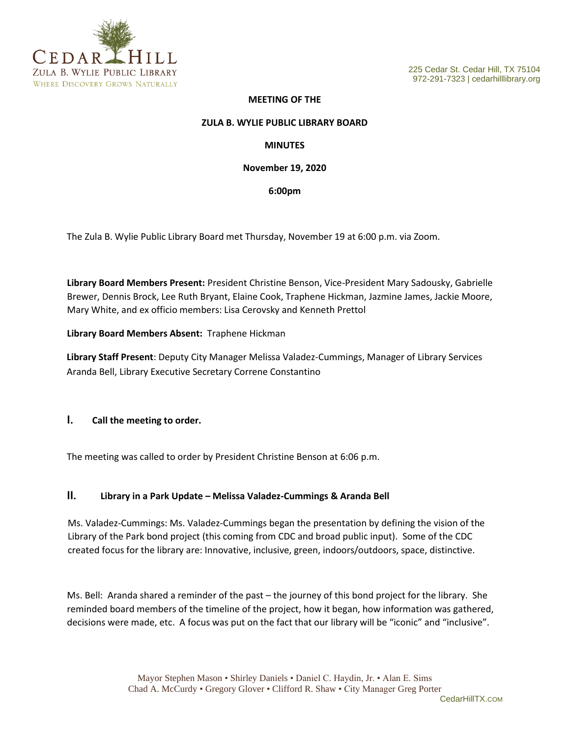225 Cedar St. Cedar Hill, TX 75104
972-291-7323 | cedarhilllibrary.org

**MEETING OF THE**

**ZULA B. WYLIE PUBLIC LIBRARY BOARD**

**MINUTES**

**November 19, 2020**

**6:00pm**

The Zula B. Wylie Public Library Board met Thursday, November 19 at 6:00 p.m. via Zoom.

**Library Board Members Present:** President Christine Benson, Vice-President Mary Sadousky, Gabrielle Brewer, Dennis Brock, Lee Ruth Bryant, Elaine Cook, Traphene Hickman, Jazmine James, Jackie Moore, Mary White, and ex officio members: Lisa Cerovsky and Kenneth Prettol

**Library Board Members Absent:** Traphene Hickman

**Library Staff Present**: Deputy City Manager Melissa Valadez-Cummings, Manager of Library Services Aranda Bell, Library Executive Secretary Correne Constantino

## I. Call the meeting to order.

The meeting was called to order by President Christine Benson at 6:06 p.m.

## II. Library in a Park Update – Melissa Valadez-Cummings & Aranda Bell

Ms. Valadez-Cummings: Ms. Valadez-Cummings began the presentation by defining the vision of the Library of the Park bond project (this coming from CDC and broad public input). Some of the CDC created focus for the library are: Innovative, inclusive, green, indoors/outdoors, space, distinctive.

Ms. Bell: Aranda shared a reminder of the past – the journey of this bond project for the library. She reminded board members of the timeline of the project, how it began, how information was gathered, decisions were made, etc. A focus was put on the fact that our library will be "iconic" and "inclusive".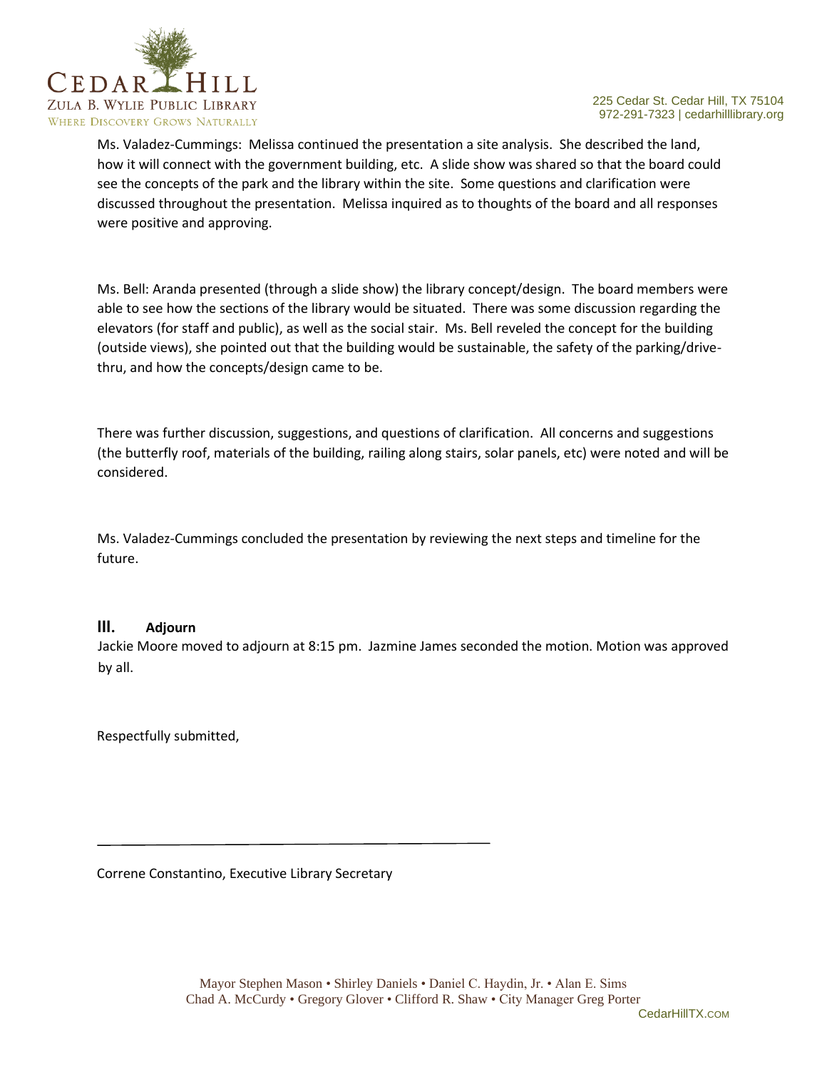Ms. Valadez-Cummings: Melissa continued the presentation a site analysis. She described the land, how it will connect with the government building, etc. A slide show was shared so that the board could see the concepts of the park and the library within the site. Some questions and clarification were discussed throughout the presentation. Melissa inquired as to thoughts of the board and all responses were positive and approving.

Ms. Bell: Aranda presented (through a slide show) the library concept/design. The board members were able to see how the sections of the library would be situated. There was some discussion regarding the elevators (for staff and public), as well as the social stair. Ms. Bell reveled the concept for the building (outside views), she pointed out that the building would be sustainable, the safety of the parking/drive-thru, and how the concepts/design came to be.

There was further discussion, suggestions, and questions of clarification. All concerns and suggestions (the butterfly roof, materials of the building, railing along stairs, solar panels, etc) were noted and will be considered.

Ms. Valadez-Cummings concluded the presentation by reviewing the next steps and timeline for the future.

## III. Adjourn

Jackie Moore moved to adjourn at 8:15 pm. Jazmine James seconded the motion. Motion was approved by all.

Respectfully submitted,

\_\_\_\_\_\_\_\_\_\_\_\_\_\_\_\_\_\_\_\_\_\_\_\_\_\_\_\_\_\_\_\_\_\_\_\_\_\_\_\_

Correne Constantino, Executive Library Secretary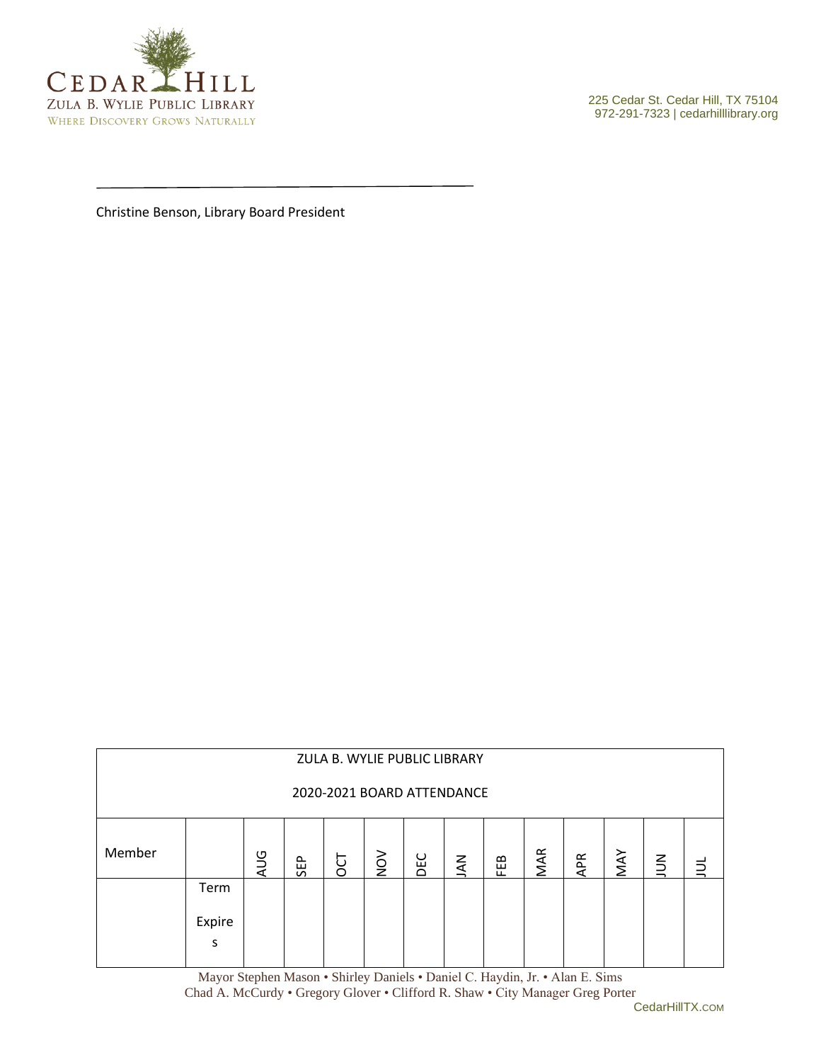___________________________________________

Christine Benson, Library Board President

| ZULA B. WYLIE PUBLIC LIBRARY<br><br>2020-2021 BOARD ATTENDANCE | | | | | | | | | | | | | |
|---|---|---|---|---|---|---|---|---|---|---|---|---|---|
| Member | | AUG | SEP | OCT | NOV | DEC | JAN | FEB | MAR | APR | MAY | JUN | JUL |
| | Term Expires | | | | | | | | | | | | |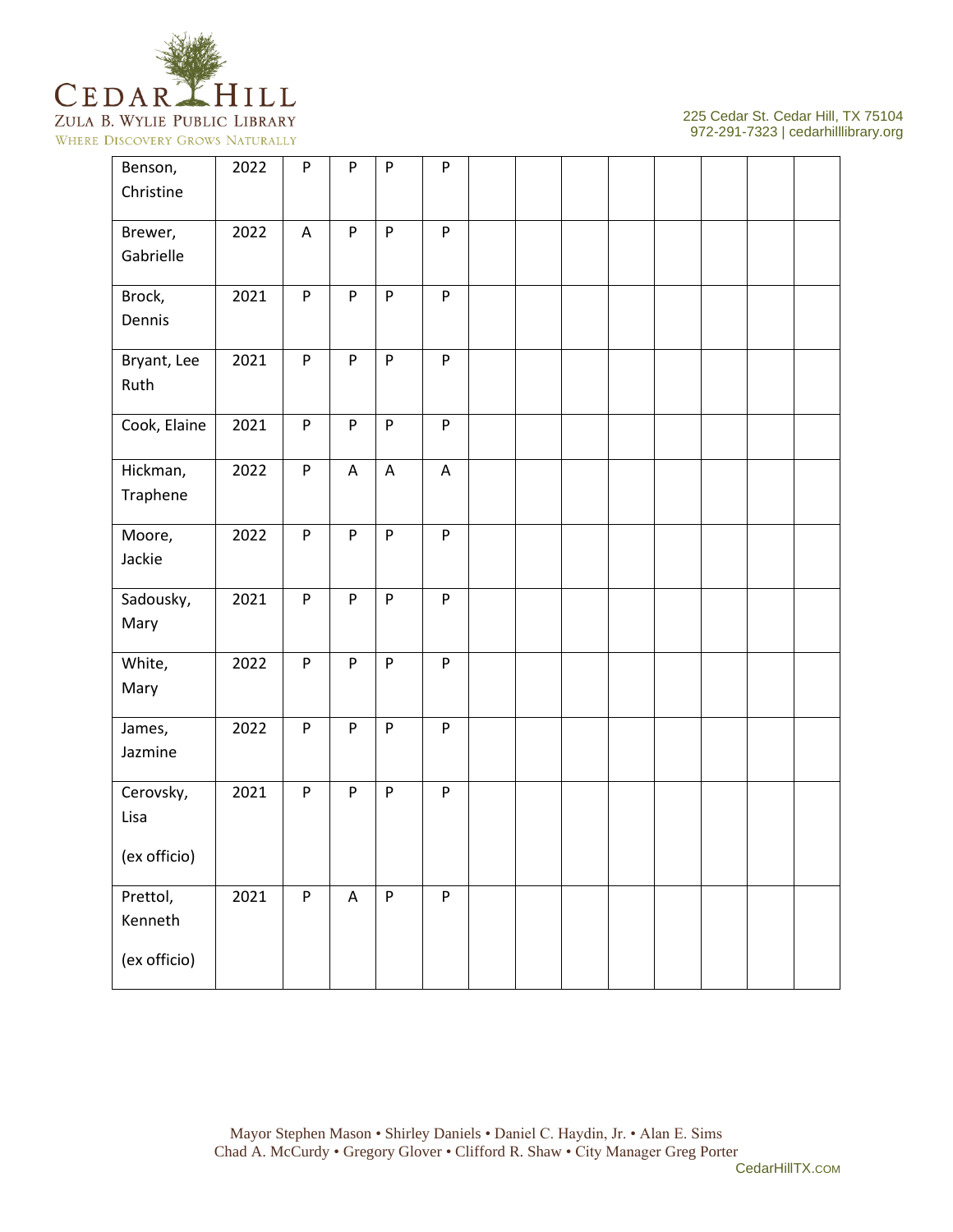| | | | | | | | | | | | | | |
|---|---|---|---|---|---|---|---|---|---|---|---|---|---|
| Benson, Christine | 2022 | P | P | P | P | | | | | | | | |
| Brewer, Gabrielle | 2022 | A | P | P | P | | | | | | | | |
| Brock, Dennis | 2021 | P | P | P | P | | | | | | | | |
| Bryant, Lee Ruth | 2021 | P | P | P | P | | | | | | | | |
| Cook, Elaine | 2021 | P | P | P | P | | | | | | | | |
| Hickman, Traphene | 2022 | P | A | A | A | | | | | | | | |
| Moore, Jackie | 2022 | P | P | P | P | | | | | | | | |
| Sadousky, Mary | 2021 | P | P | P | P | | | | | | | | |
| White, Mary | 2022 | P | P | P | P | | | | | | | | |
| James, Jazmine | 2022 | P | P | P | P | | | | | | | | |
| Cerovsky, Lisa (ex officio) | 2021 | P | P | P | P | | | | | | | | |
| Prettol, Kenneth (ex officio) | 2021 | P | A | P | P | | | | | | | | |